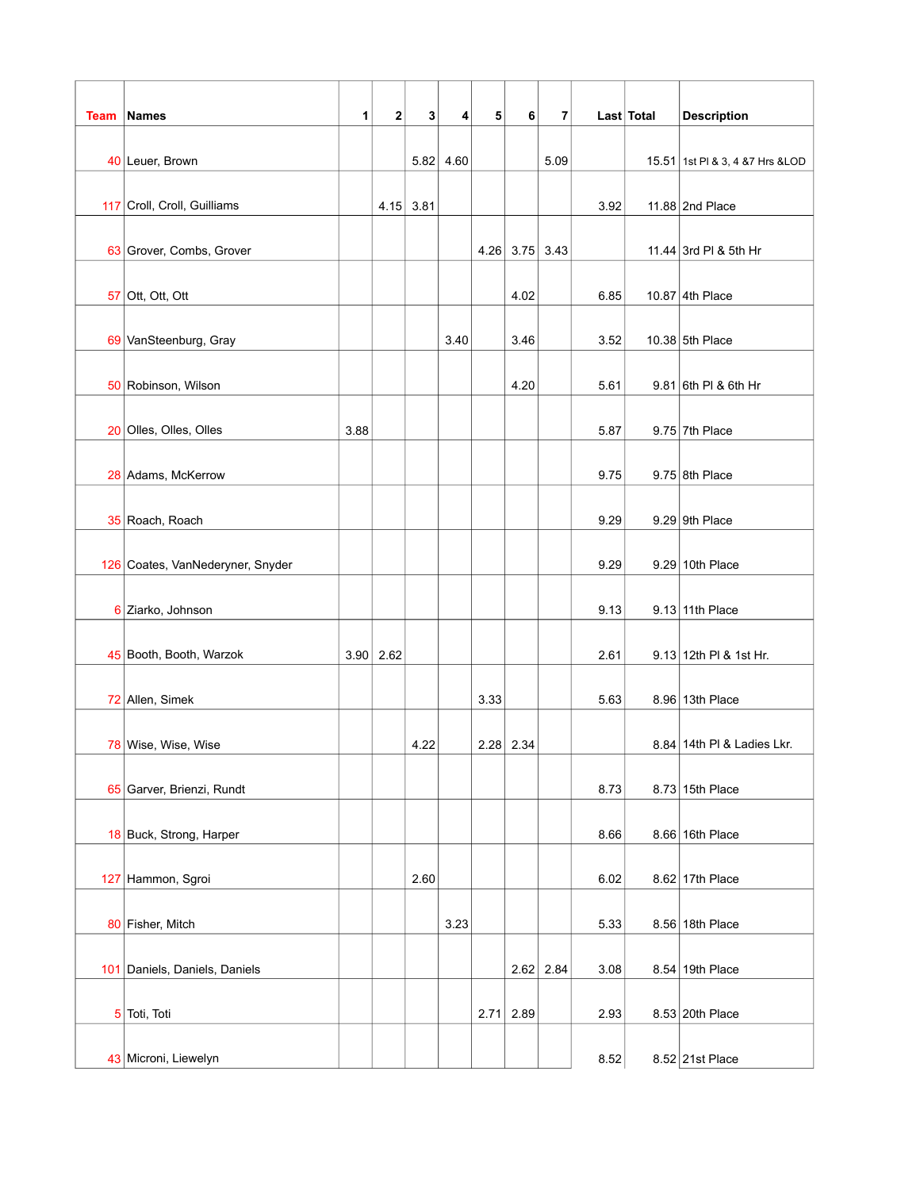| Team | Names | 1 | 2 | 3 | 4 | 5 | 6 | 7 | Last | Total | Description |
|---|---|---|---|---|---|---|---|---|---|---|---|
| 40 | Leuer, Brown | | | 5.82 | 4.60 | | | 5.09 | | 15.51 | 1st Pl & 3, 4 &7 Hrs &LOD |
| 117 | Croll, Croll, Guilliams | | 4.15 | 3.81 | | | | | 3.92 | 11.88 | 2nd Place |
| 63 | Grover, Combs, Grover | | | | | 4.26 | 3.75 | 3.43 | | 11.44 | 3rd Pl & 5th Hr |
| 57 | Ott, Ott, Ott | | | | | | 4.02 | | 6.85 | 10.87 | 4th Place |
| 69 | VanSteenburg, Gray | | | | 3.40 | | 3.46 | | 3.52 | 10.38 | 5th Place |
| 50 | Robinson, Wilson | | | | | | 4.20 | | 5.61 | 9.81 | 6th Pl & 6th Hr |
| 20 | Olles, Olles, Olles | 3.88 | | | | | | | 5.87 | 9.75 | 7th Place |
| 28 | Adams, McKerrow | | | | | | | | 9.75 | 9.75 | 8th Place |
| 35 | Roach, Roach | | | | | | | | 9.29 | 9.29 | 9th Place |
| 126 | Coates, VanNederyner, Snyder | | | | | | | | 9.29 | 9.29 | 10th Place |
| 6 | Ziarko, Johnson | | | | | | | | 9.13 | 9.13 | 11th Place |
| 45 | Booth, Booth, Warzok | 3.90 | 2.62 | | | | | | 2.61 | 9.13 | 12th Pl & 1st Hr. |
| 72 | Allen, Simek | | | | | 3.33 | | | 5.63 | 8.96 | 13th Place |
| 78 | Wise, Wise, Wise | | | 4.22 | | 2.28 | 2.34 | | | 8.84 | 14th Pl & Ladies Lkr. |
| 65 | Garver, Brienzi, Rundt | | | | | | | | 8.73 | 8.73 | 15th Place |
| 18 | Buck, Strong, Harper | | | | | | | | 8.66 | 8.66 | 16th Place |
| 127 | Hammon, Sgroi | | | 2.60 | | | | | 6.02 | 8.62 | 17th Place |
| 80 | Fisher, Mitch | | | | 3.23 | | | | 5.33 | 8.56 | 18th Place |
| 101 | Daniels, Daniels, Daniels | | | | | | 2.62 | 2.84 | 3.08 | 8.54 | 19th Place |
| 5 | Toti, Toti | | | | | 2.71 | 2.89 | | 2.93 | 8.53 | 20th Place |
| 43 | Microni, Liewelyn | | | | | | | | 8.52 | 8.52 | 21st Place |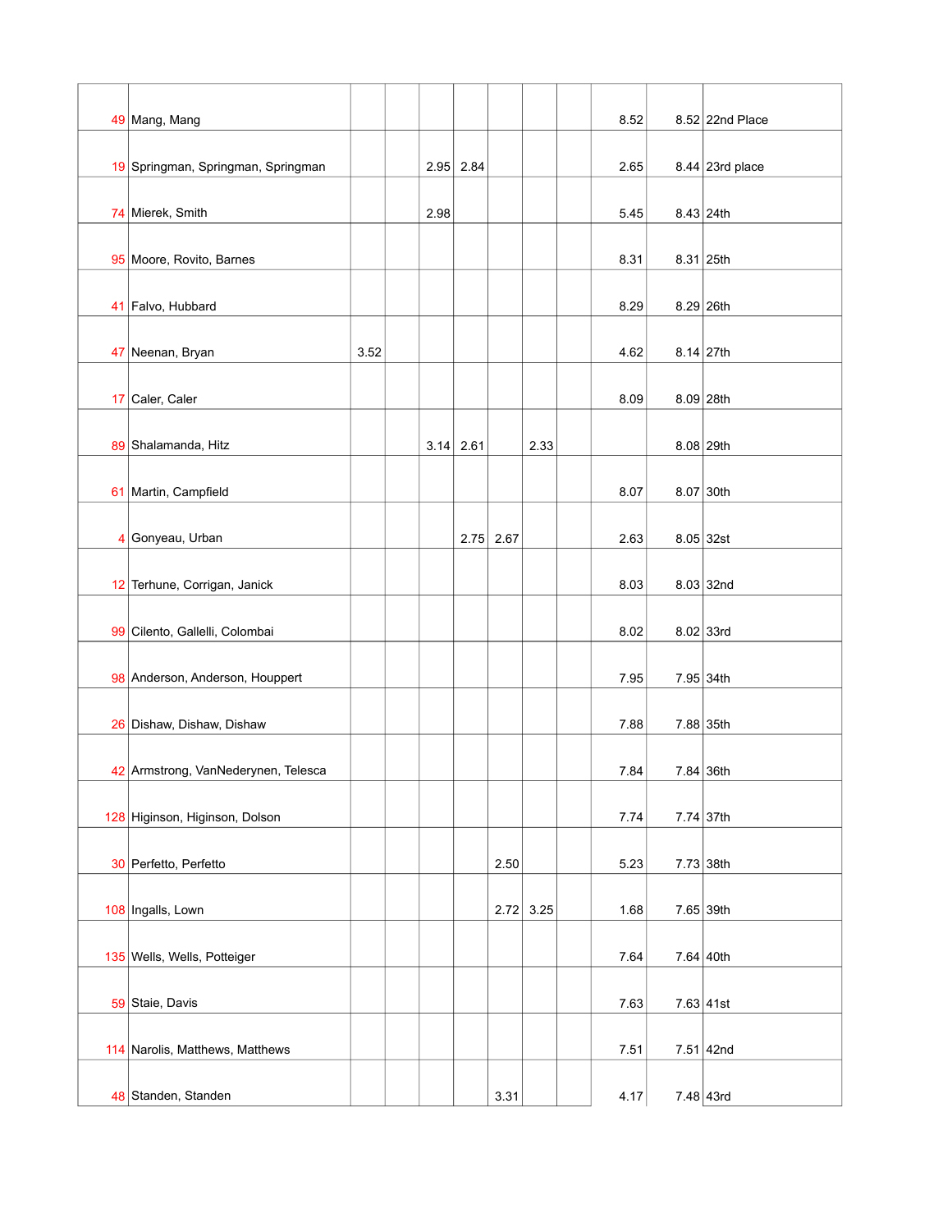| | | | | | | | | | | | |
|---|---|---|---|---|---|---|---|---|---|---|---|
| 49 | Mang, Mang | | | | | | | | 8.52 | 8.52 | 22nd Place |
| 19 | Springman, Springman, Springman | | | 2.95 | 2.84 | | | | 2.65 | 8.44 | 23rd place |
| 74 | Mierek, Smith | | | 2.98 | | | | | 5.45 | 8.43 | 24th |
| 95 | Moore, Rovito, Barnes | | | | | | | | 8.31 | 8.31 | 25th |
| 41 | Falvo, Hubbard | | | | | | | | 8.29 | 8.29 | 26th |
| 47 | Neenan, Bryan | 3.52 | | | | | | | 4.62 | 8.14 | 27th |
| 17 | Caler, Caler | | | | | | | | 8.09 | 8.09 | 28th |
| 89 | Shalamanda, Hitz | | | 3.14 | 2.61 | | 2.33 | | | 8.08 | 29th |
| 61 | Martin, Campfield | | | | | | | | 8.07 | 8.07 | 30th |
| 4 | Gonyeau, Urban | | | | 2.75 | 2.67 | | | 2.63 | 8.05 | 32st |
| 12 | Terhune, Corrigan, Janick | | | | | | | | 8.03 | 8.03 | 32nd |
| 99 | Cilento, Gallelli, Colombai | | | | | | | | 8.02 | 8.02 | 33rd |
| 98 | Anderson, Anderson, Houppert | | | | | | | | 7.95 | 7.95 | 34th |
| 26 | Dishaw, Dishaw, Dishaw | | | | | | | | 7.88 | 7.88 | 35th |
| 42 | Armstrong, VanNederynen, Telesca | | | | | | | | 7.84 | 7.84 | 36th |
| 128 | Higinson, Higinson, Dolson | | | | | | | | 7.74 | 7.74 | 37th |
| 30 | Perfetto, Perfetto | | | | | 2.50 | | | 5.23 | 7.73 | 38th |
| 108 | Ingalls, Lown | | | | | 2.72 | 3.25 | | 1.68 | 7.65 | 39th |
| 135 | Wells, Wells, Potteiger | | | | | | | | 7.64 | 7.64 | 40th |
| 59 | Staie, Davis | | | | | | | | 7.63 | 7.63 | 41st |
| 114 | Narolis, Matthews, Matthews | | | | | | | | 7.51 | 7.51 | 42nd |
| 48 | Standen, Standen | | | | | 3.31 | | | 4.17 | 7.48 | 43rd |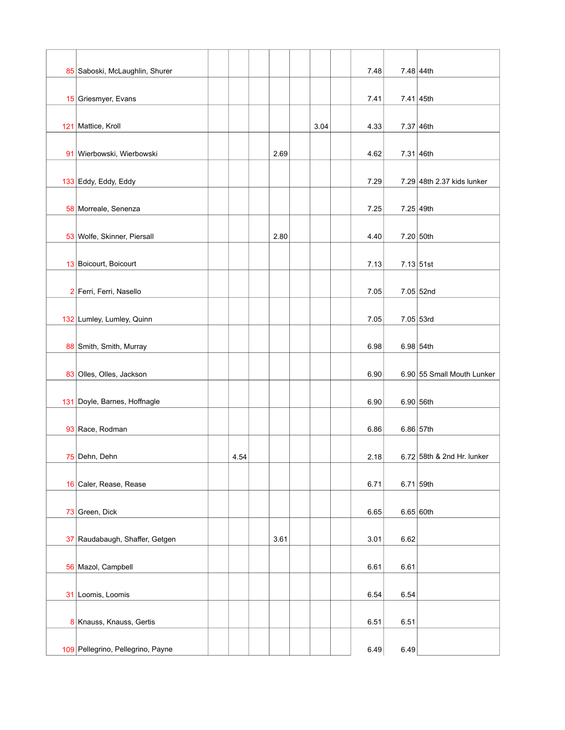| | | | | | | | | | | | |
|---|---|---|---|---|---|---|---|---|---|---|---|
| 85 | Saboski, McLaughlin, Shurer | | | | | | | | 7.48 | 7.48 | 44th |
| 15 | Griesmyer, Evans | | | | | | | | 7.41 | 7.41 | 45th |
| 121 | Mattice, Kroll | | | | | | 3.04 | | 4.33 | 7.37 | 46th |
| 91 | Wierbowski, Wierbowski | | | | 2.69 | | | | 4.62 | 7.31 | 46th |
| 133 | Eddy, Eddy, Eddy | | | | | | | | 7.29 | 7.29 | 48th 2.37 kids lunker |
| 58 | Morreale, Senenza | | | | | | | | 7.25 | 7.25 | 49th |
| 53 | Wolfe, Skinner, Piersall | | | | 2.80 | | | | 4.40 | 7.20 | 50th |
| 13 | Boicourt, Boicourt | | | | | | | | 7.13 | 7.13 | 51st |
| 2 | Ferri, Ferri, Nasello | | | | | | | | 7.05 | 7.05 | 52nd |
| 132 | Lumley, Lumley, Quinn | | | | | | | | 7.05 | 7.05 | 53rd |
| 88 | Smith, Smith, Murray | | | | | | | | 6.98 | 6.98 | 54th |
| 83 | Olles, Olles, Jackson | | | | | | | | 6.90 | 6.90 | 55 Small Mouth Lunker |
| 131 | Doyle, Barnes, Hoffnagle | | | | | | | | 6.90 | 6.90 | 56th |
| 93 | Race, Rodman | | | | | | | | 6.86 | 6.86 | 57th |
| 75 | Dehn, Dehn | | 4.54 | | | | | | 2.18 | 6.72 | 58th & 2nd Hr. lunker |
| 16 | Caler, Rease, Rease | | | | | | | | 6.71 | 6.71 | 59th |
| 73 | Green, Dick | | | | | | | | 6.65 | 6.65 | 60th |
| 37 | Raudabaugh, Shaffer, Getgen | | | | 3.61 | | | | 3.01 | 6.62 | |
| 56 | Mazol, Campbell | | | | | | | | 6.61 | 6.61 | |
| 31 | Loomis, Loomis | | | | | | | | 6.54 | 6.54 | |
| 8 | Knauss, Knauss, Gertis | | | | | | | | 6.51 | 6.51 | |
| 109 | Pellegrino, Pellegrino, Payne | | | | | | | | 6.49 | 6.49 | |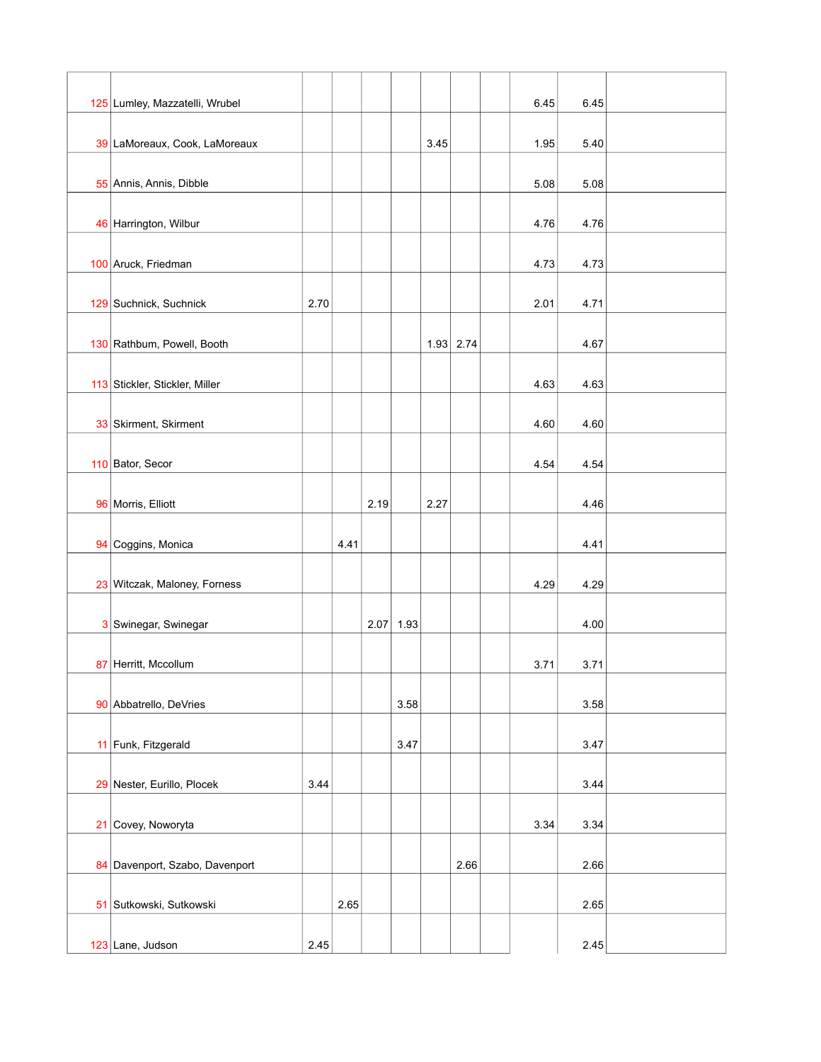| | | | | | | | | | | | |
|---|---|---|---|---|---|---|---|---|---|---|---|
| 125 | Lumley, Mazzatelli, Wrubel | | | | | | | | 6.45 | 6.45 | |
| 39 | LaMoreaux, Cook, LaMoreaux | | | | | 3.45 | | | 1.95 | 5.40 | |
| 55 | Annis, Annis, Dibble | | | | | | | | 5.08 | 5.08 | |
| 46 | Harrington, Wilbur | | | | | | | | 4.76 | 4.76 | |
| 100 | Aruck, Friedman | | | | | | | | 4.73 | 4.73 | |
| 129 | Suchnick, Suchnick | 2.70 | | | | | | | 2.01 | 4.71 | |
| 130 | Rathbum, Powell, Booth | | | | | 1.93 | 2.74 | | | 4.67 | |
| 113 | Stickler, Stickler, Miller | | | | | | | | 4.63 | 4.63 | |
| 33 | Skirment, Skirment | | | | | | | | 4.60 | 4.60 | |
| 110 | Bator, Secor | | | | | | | | 4.54 | 4.54 | |
| 96 | Morris, Elliott | | | 2.19 | | 2.27 | | | | 4.46 | |
| 94 | Coggins, Monica | | 4.41 | | | | | | | 4.41 | |
| 23 | Witczak, Maloney, Forness | | | | | | | | 4.29 | 4.29 | |
| 3 | Swinegar, Swinegar | | | 2.07 | 1.93 | | | | | 4.00 | |
| 87 | Herritt, Mccollum | | | | | | | | 3.71 | 3.71 | |
| 90 | Abbatrello, DeVries | | | | 3.58 | | | | | 3.58 | |
| 11 | Funk, Fitzgerald | | | | 3.47 | | | | | 3.47 | |
| 29 | Nester, Eurillo, Plocek | 3.44 | | | | | | | | 3.44 | |
| 21 | Covey, Noworyta | | | | | | | | 3.34 | 3.34 | |
| 84 | Davenport, Szabo, Davenport | | | | | | 2.66 | | | 2.66 | |
| 51 | Sutkowski, Sutkowski | | 2.65 | | | | | | | 2.65 | |
| 123 | Lane, Judson | 2.45 | | | | | | | | 2.45 | |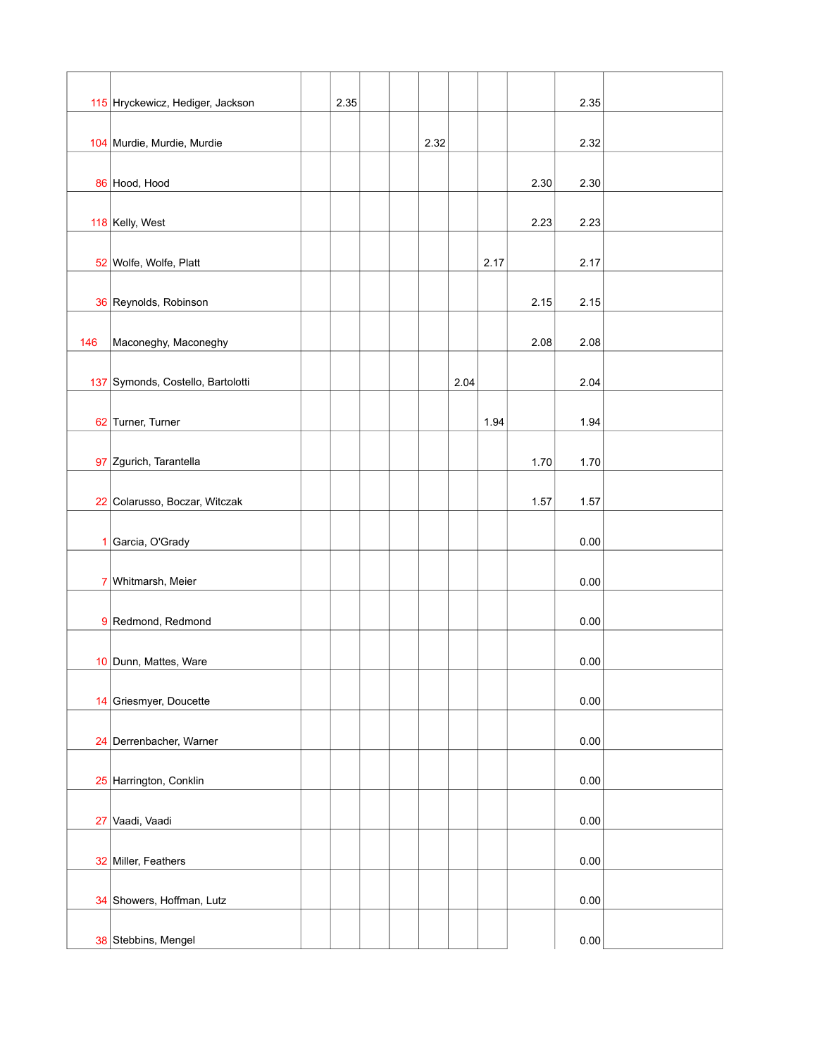| | | | | | | | | | | | |
|---|---|---|---|---|---|---|---|---|---|---|---|
| 115 | Hryckewicz, Hediger, Jackson | | 2.35 | | | | | | | 2.35 | |
| 104 | Murdie, Murdie, Murdie | | | | | 2.32 | | | | 2.32 | |
| 86 | Hood, Hood | | | | | | | | 2.30 | 2.30 | |
| 118 | Kelly, West | | | | | | | | 2.23 | 2.23 | |
| 52 | Wolfe, Wolfe, Platt | | | | | | | 2.17 | | 2.17 | |
| 36 | Reynolds, Robinson | | | | | | | | 2.15 | 2.15 | |
| 146 | Maconeghy, Maconeghy | | | | | | | | 2.08 | 2.08 | |
| 137 | Symonds, Costello, Bartolotti | | | | | | 2.04 | | | 2.04 | |
| 62 | Turner, Turner | | | | | | | 1.94 | | 1.94 | |
| 97 | Zgurich, Tarantella | | | | | | | | 1.70 | 1.70 | |
| 22 | Colarusso, Boczar, Witczak | | | | | | | | 1.57 | 1.57 | |
| 1 | Garcia, O'Grady | | | | | | | | | 0.00 | |
| 7 | Whitmarsh, Meier | | | | | | | | | 0.00 | |
| 9 | Redmond, Redmond | | | | | | | | | 0.00 | |
| 10 | Dunn, Mattes, Ware | | | | | | | | | 0.00 | |
| 14 | Griesmyer, Doucette | | | | | | | | | 0.00 | |
| 24 | Derrenbacher, Warner | | | | | | | | | 0.00 | |
| 25 | Harrington, Conklin | | | | | | | | | 0.00 | |
| 27 | Vaadi, Vaadi | | | | | | | | | 0.00 | |
| 32 | Miller, Feathers | | | | | | | | | 0.00 | |
| 34 | Showers, Hoffman, Lutz | | | | | | | | | 0.00 | |
| 38 | Stebbins, Mengel | | | | | | | | | 0.00 | |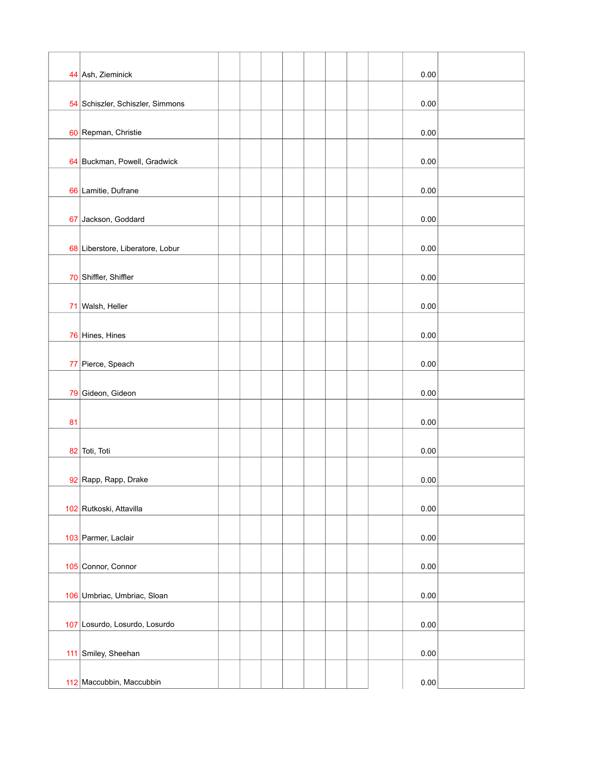| | | | | | | | | | | | |
|---|---|---|---|---|---|---|---|---|---|---|---|
| 44 | Ash, Zieminick | | | | | | | | | 0.00 | |
| 54 | Schiszler, Schiszler, Simmons | | | | | | | | | 0.00 | |
| 60 | Repman, Christie | | | | | | | | | 0.00 | |
| 64 | Buckman, Powell, Gradwick | | | | | | | | | 0.00 | |
| 66 | Lamitie, Dufrane | | | | | | | | | 0.00 | |
| 67 | Jackson, Goddard | | | | | | | | | 0.00 | |
| 68 | Liberstore, Liberatore, Lobur | | | | | | | | | 0.00 | |
| 70 | Shiffler, Shiffler | | | | | | | | | 0.00 | |
| 71 | Walsh, Heller | | | | | | | | | 0.00 | |
| 76 | Hines, Hines | | | | | | | | | 0.00 | |
| 77 | Pierce, Speach | | | | | | | | | 0.00 | |
| 79 | Gideon, Gideon | | | | | | | | | 0.00 | |
| 81 | | | | | | | | | | 0.00 | |
| 82 | Toti, Toti | | | | | | | | | 0.00 | |
| 92 | Rapp, Rapp, Drake | | | | | | | | | 0.00 | |
| 102 | Rutkoski, Attavilla | | | | | | | | | 0.00 | |
| 103 | Parmer, Laclair | | | | | | | | | 0.00 | |
| 105 | Connor, Connor | | | | | | | | | 0.00 | |
| 106 | Umbriac, Umbriac, Sloan | | | | | | | | | 0.00 | |
| 107 | Losurdo, Losurdo, Losurdo | | | | | | | | | 0.00 | |
| 111 | Smiley, Sheehan | | | | | | | | | 0.00 | |
| 112 | Maccubbin, Maccubbin | | | | | | | | | 0.00 | |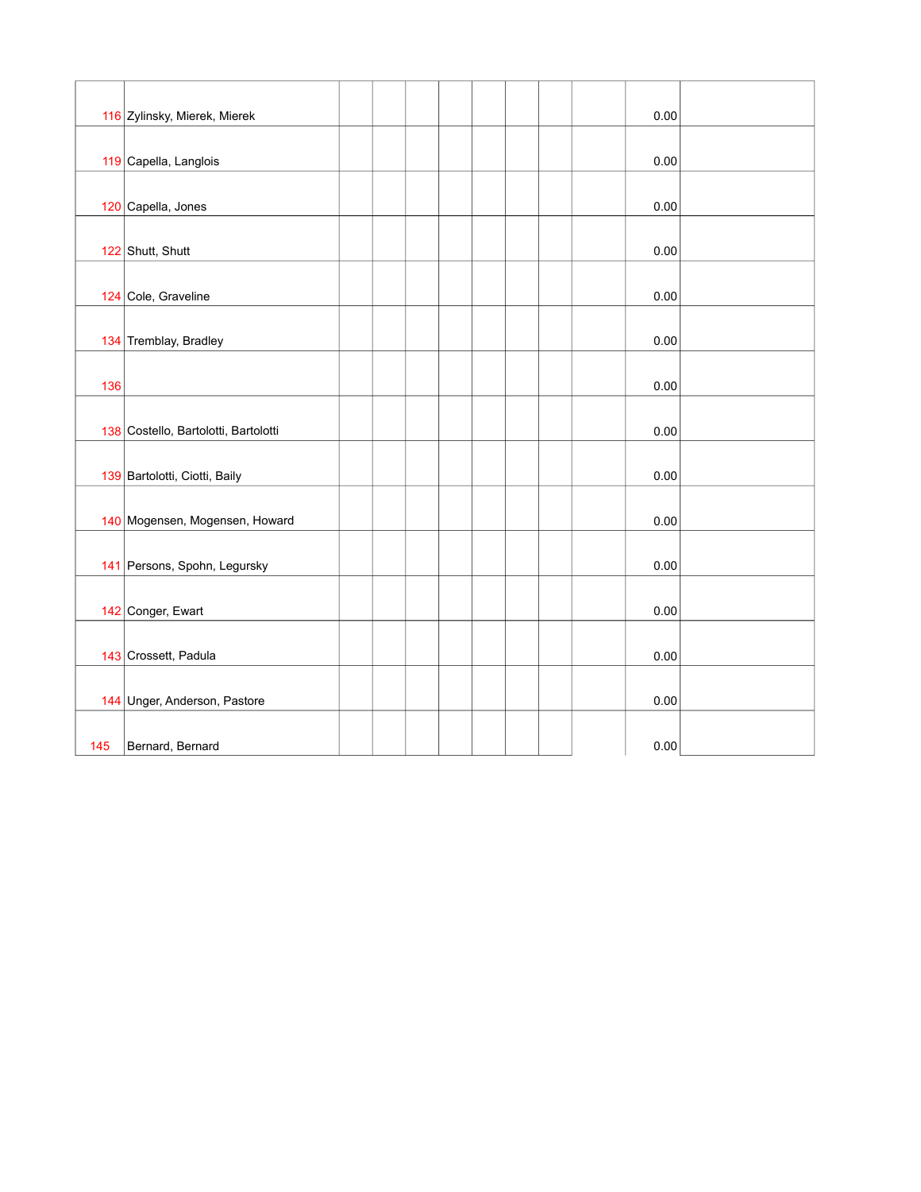| | | | | | | | | | | |
|---|---|---|---|---|---|---|---|---|---|---|
| 116 | Zylinsky, Mierek, Mierek | | | | | | | | 0.00 | |
| 119 | Capella, Langlois | | | | | | | | 0.00 | |
| 120 | Capella, Jones | | | | | | | | 0.00 | |
| 122 | Shutt, Shutt | | | | | | | | 0.00 | |
| 124 | Cole, Graveline | | | | | | | | 0.00 | |
| 134 | Tremblay, Bradley | | | | | | | | 0.00 | |
| 136 | | | | | | | | | 0.00 | |
| 138 | Costello, Bartolotti, Bartolotti | | | | | | | | 0.00 | |
| 139 | Bartolotti, Ciotti, Baily | | | | | | | | 0.00 | |
| 140 | Mogensen, Mogensen, Howard | | | | | | | | 0.00 | |
| 141 | Persons, Spohn, Legursky | | | | | | | | 0.00 | |
| 142 | Conger, Ewart | | | | | | | | 0.00 | |
| 143 | Crossett, Padula | | | | | | | | 0.00 | |
| 144 | Unger, Anderson, Pastore | | | | | | | | 0.00 | |
| 145 | Bernard, Bernard | | | | | | | | 0.00 | |